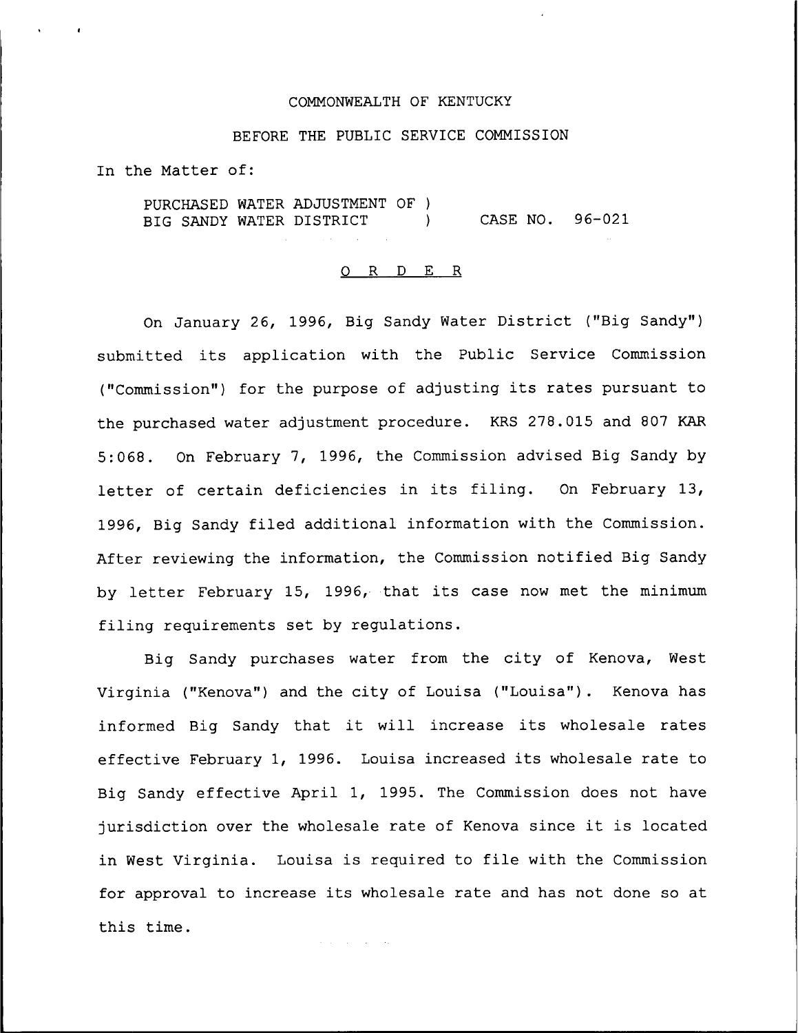COMMONWEALTH OF KENTUCKY

BEFORE THE PUBLIC SERVICE COMMISSION

In the Matter of:

PURCHASED WATER ADJUSTMENT OF )
BIG SANDY WATER DISTRICT ) CASE NO. 96-021

O R D E R

On January 26, 1996, Big Sandy Water District ("Big Sandy") submitted its application with the Public Service Commission ("Commission") for the purpose of adjusting its rates pursuant to the purchased water adjustment procedure. KRS 278.015 and 807 KAR 5:068. On February 7, 1996, the Commission advised Big Sandy by letter of certain deficiencies in its filing. On February 13, 1996, Big Sandy filed additional information with the Commission. After reviewing the information, the Commission notified Big Sandy by letter February 15, 1996, that its case now met the minimum filing requirements set by regulations.

Big Sandy purchases water from the city of Kenova, West Virginia ("Kenova") and the city of Louisa ("Louisa"). Kenova has informed Big Sandy that it will increase its wholesale rates effective February 1, 1996. Louisa increased its wholesale rate to Big Sandy effective April 1, 1995. The Commission does not have jurisdiction over the wholesale rate of Kenova since it is located in West Virginia. Louisa is required to file with the Commission for approval to increase its wholesale rate and has not done so at this time.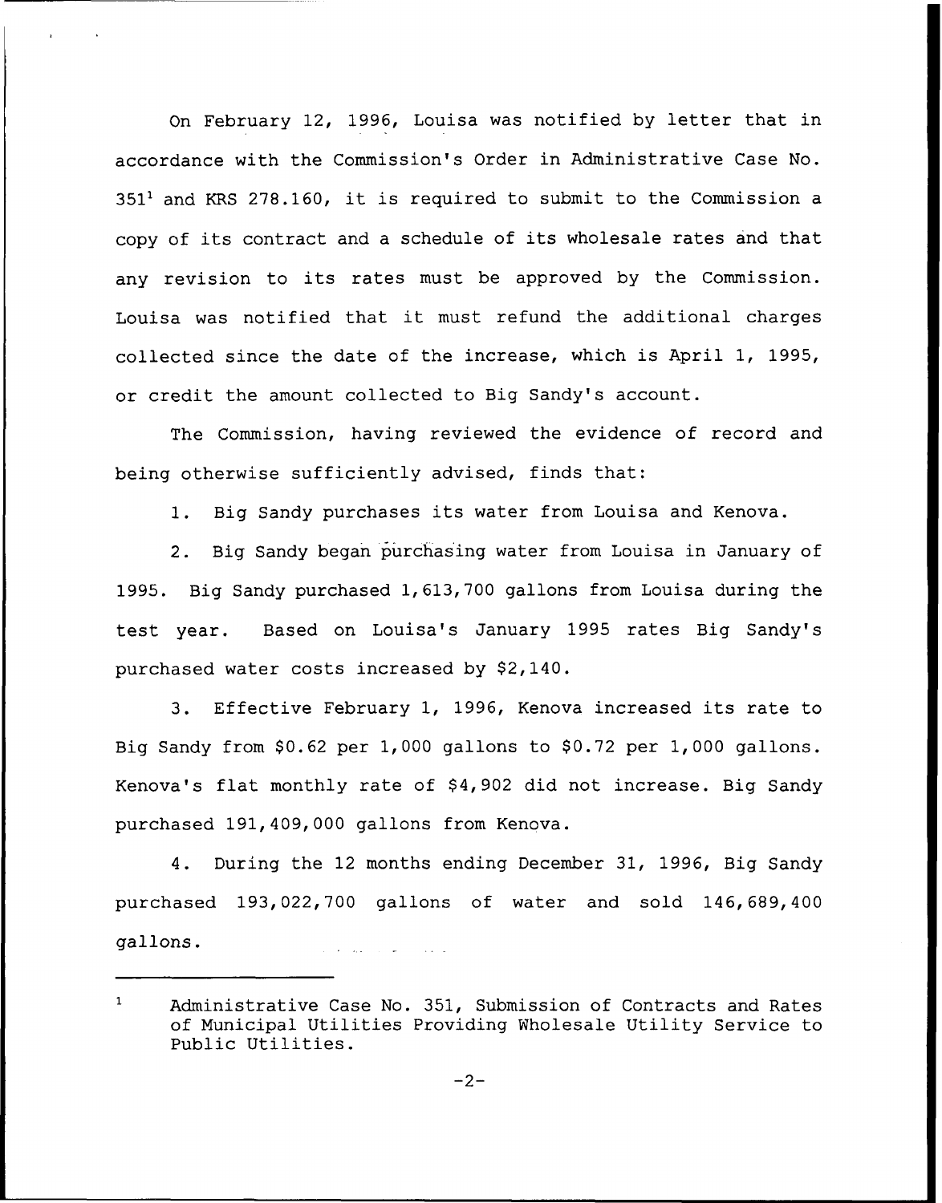On February 12, 1996, Louisa was notified by letter that in accordance with the Commission's Order in Administrative Case No. 351[1] and KRS 278.160, it is required to submit to the Commission a copy of its contract and a schedule of its wholesale rates and that any revision to its rates must be approved by the Commission. Louisa was notified that it must refund the additional charges collected since the date of the increase, which is April 1, 1995, or credit the amount collected to Big Sandy's account.

The Commission, having reviewed the evidence of record and being otherwise sufficiently advised, finds that:

1. Big Sandy purchases its water from Louisa and Kenova.

2. Big Sandy began purchasing water from Louisa in January of 1995. Big Sandy purchased 1,613,700 gallons from Louisa during the test year. Based on Louisa's January 1995 rates Big Sandy's purchased water costs increased by $2,140.

3. Effective February 1, 1996, Kenova increased its rate to Big Sandy from $0.62 per 1,000 gallons to $0.72 per 1,000 gallons. Kenova's flat monthly rate of $4,902 did not increase. Big Sandy purchased 191,409,000 gallons from Kenova.

4. During the 12 months ending December 31, 1996, Big Sandy purchased 193,022,700 gallons of water and sold 146,689,400 gallons.

---

[1] Administrative Case No. 351, Submission of Contracts and Rates of Municipal Utilities Providing Wholesale Utility Service to Public Utilities.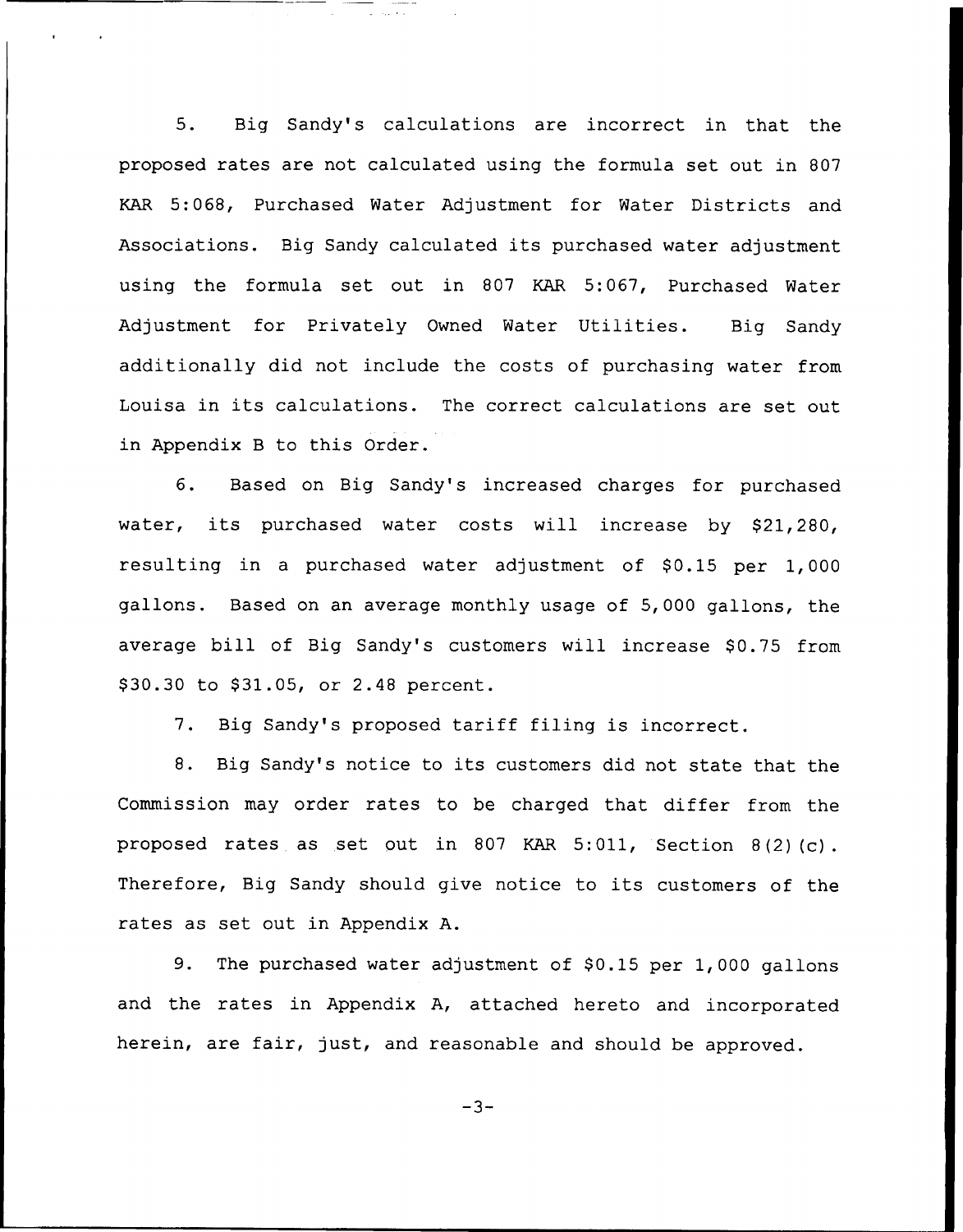5. Big Sandy's calculations are incorrect in that the proposed rates are not calculated using the formula set out in 807 KAR 5:068, Purchased Water Adjustment for Water Districts and Associations. Big Sandy calculated its purchased water adjustment using the formula set out in 807 KAR 5:067, Purchased Water Adjustment for Privately Owned Water Utilities. Big Sandy additionally did not include the costs of purchasing water from Louisa in its calculations. The correct calculations are set out in Appendix B to this Order.

6. Based on Big Sandy's increased charges for purchased water, its purchased water costs will increase by $21,280, resulting in a purchased water adjustment of $0.15 per 1,000 gallons. Based on an average monthly usage of 5,000 gallons, the average bill of Big Sandy's customers will increase $0.75 from $30.30 to $31.05, or 2.48 percent.

7. Big Sandy's proposed tariff filing is incorrect.

8. Big Sandy's notice to its customers did not state that the Commission may order rates to be charged that differ from the proposed rates as set out in 807 KAR 5:011, Section 8(2)(c). Therefore, Big Sandy should give notice to its customers of the rates as set out in Appendix A.

9. The purchased water adjustment of $0.15 per 1,000 gallons and the rates in Appendix A, attached hereto and incorporated herein, are fair, just, and reasonable and should be approved.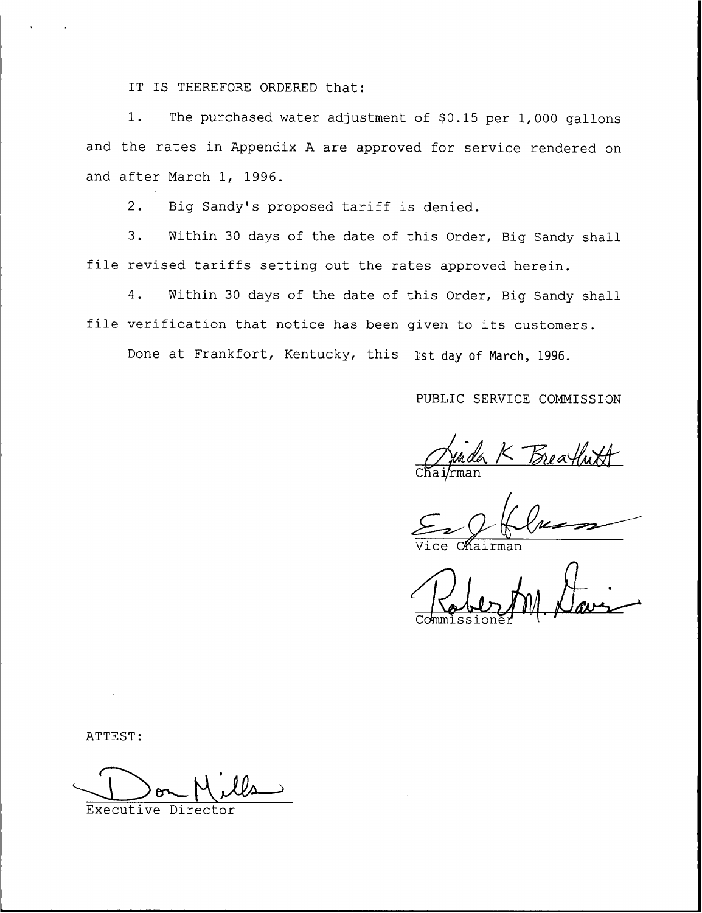IT IS THEREFORE ORDERED that:

1. The purchased water adjustment of $0.15 per 1,000 gallons and the rates in Appendix A are approved for service rendered on and after March 1, 1996.

2. Big Sandy's proposed tariff is denied.

3. Within 30 days of the date of this Order, Big Sandy shall file revised tariffs setting out the rates approved herein.

4. Within 30 days of the date of this Order, Big Sandy shall file verification that notice has been given to its customers.

Done at Frankfort, Kentucky, this 1st day of March, 1996.

PUBLIC SERVICE COMMISSION

Chairman

Vice Chairman

Commissioner

ATTEST:

Executive Director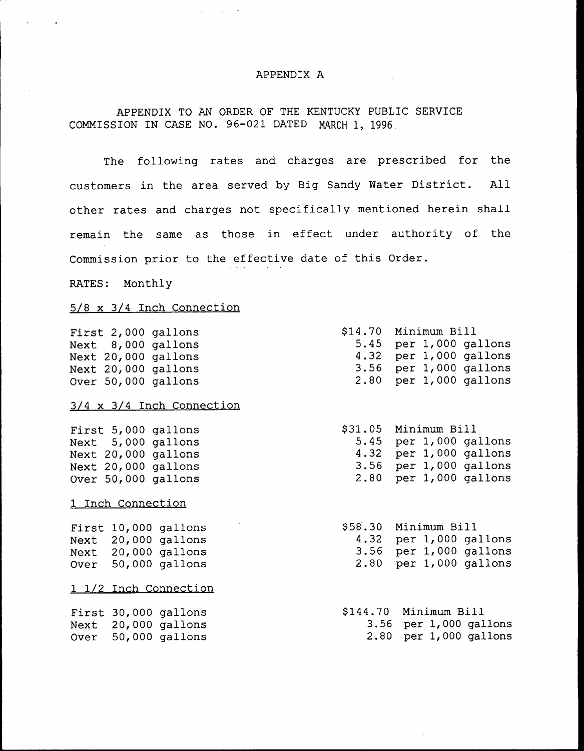APPENDIX A

APPENDIX TO AN ORDER OF THE KENTUCKY PUBLIC SERVICE COMMISSION IN CASE NO. 96-021 DATED MARCH 1, 1996.

The following rates and charges are prescribed for the customers in the area served by Big Sandy Water District. All other rates and charges not specifically mentioned herein shall remain the same as those in effect under authority of the Commission prior to the effective date of this Order.

RATES: Monthly

5/8 x 3/4 Inch Connection

| | |
|---|---|
| First 2,000 gallons | $14.70 Minimum Bill |
| Next 8,000 gallons | 5.45 per 1,000 gallons |
| Next 20,000 gallons | 4.32 per 1,000 gallons |
| Next 20,000 gallons | 3.56 per 1,000 gallons |
| Over 50,000 gallons | 2.80 per 1,000 gallons |

3/4 x 3/4 Inch Connection

| | |
|---|---|
| First 5,000 gallons | $31.05 Minimum Bill |
| Next 5,000 gallons | 5.45 per 1,000 gallons |
| Next 20,000 gallons | 4.32 per 1,000 gallons |
| Next 20,000 gallons | 3.56 per 1,000 gallons |
| Over 50,000 gallons | 2.80 per 1,000 gallons |

1 Inch Connection

| | |
|---|---|
| First 10,000 gallons | $58.30 Minimum Bill |
| Next 20,000 gallons | 4.32 per 1,000 gallons |
| Next 20,000 gallons | 3.56 per 1,000 gallons |
| Over 50,000 gallons | 2.80 per 1,000 gallons |

1 1/2 Inch Connection

| | |
|---|---|
| First 30,000 gallons | $144.70 Minimum Bill |
| Next 20,000 gallons | 3.56 per 1,000 gallons |
| Over 50,000 gallons | 2.80 per 1,000 gallons |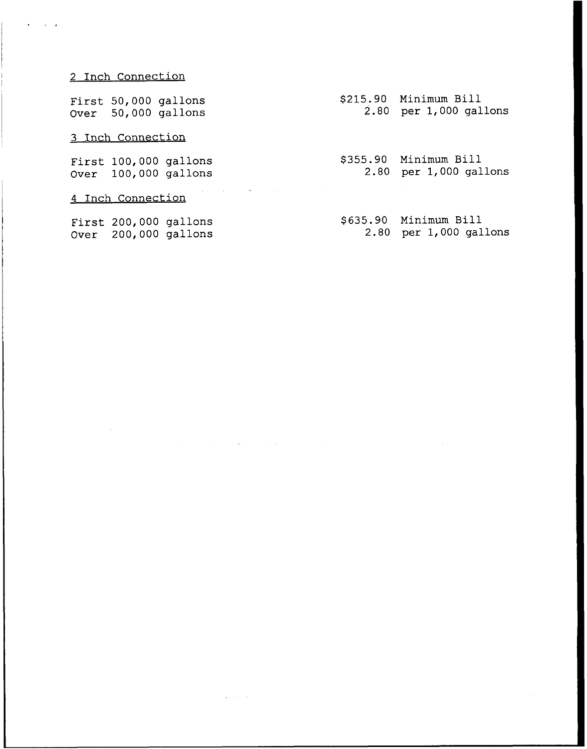2 Inch Connection

| | |
|---|---|
| First 50,000 gallons | $215.90 Minimum Bill |
| Over 50,000 gallons | 2.80 per 1,000 gallons |

3 Inch Connection

| | |
|---|---|
| First 100,000 gallons | $355.90 Minimum Bill |
| Over 100,000 gallons | 2.80 per 1,000 gallons |

4 Inch Connection

| | |
|---|---|
| First 200,000 gallons | $635.90 Minimum Bill |
| Over 200,000 gallons | 2.80 per 1,000 gallons |